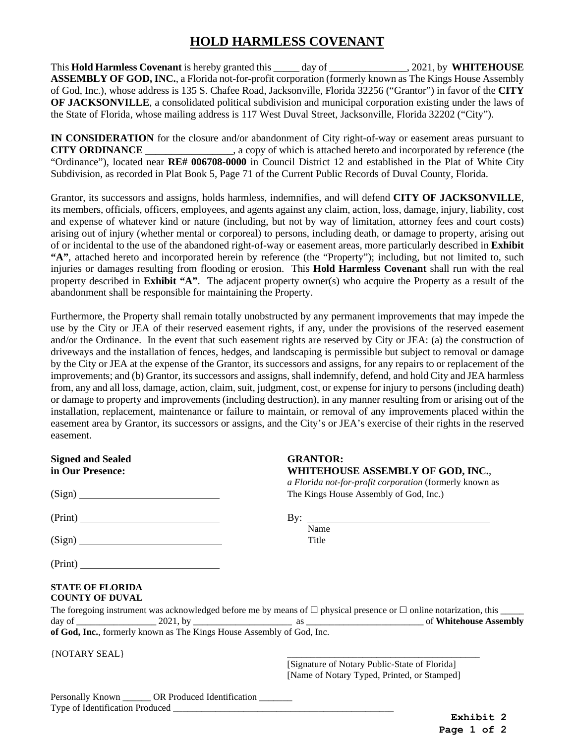# HOLD HARMLESS COVENANT

This **Hold Harmless Covenant** is hereby granted this _____ day of _______________, 2021, by **WHITEHOUSE ASSEMBLY OF GOD, INC.**, a Florida not-for-profit corporation (formerly known as The Kings House Assembly of God, Inc.), whose address is 135 S. Chafee Road, Jacksonville, Florida 32256 ("Grantor") in favor of the **CITY OF JACKSONVILLE**, a consolidated political subdivision and municipal corporation existing under the laws of the State of Florida, whose mailing address is 117 West Duval Street, Jacksonville, Florida 32202 ("City").

**IN CONSIDERATION** for the closure and/or abandonment of City right-of-way or easement areas pursuant to **CITY ORDINANCE** _________________, a copy of which is attached hereto and incorporated by reference (the "Ordinance"), located near **RE# 006708-0000** in Council District 12 and established in the Plat of White City Subdivision, as recorded in Plat Book 5, Page 71 of the Current Public Records of Duval County, Florida.

Grantor, its successors and assigns, holds harmless, indemnifies, and will defend **CITY OF JACKSONVILLE**, its members, officials, officers, employees, and agents against any claim, action, loss, damage, injury, liability, cost and expense of whatever kind or nature (including, but not by way of limitation, attorney fees and court costs) arising out of injury (whether mental or corporeal) to persons, including death, or damage to property, arising out of or incidental to the use of the abandoned right-of-way or easement areas, more particularly described in **Exhibit "A"**, attached hereto and incorporated herein by reference (the "Property"); including, but not limited to, such injuries or damages resulting from flooding or erosion. This **Hold Harmless Covenant** shall run with the real property described in **Exhibit "A"**. The adjacent property owner(s) who acquire the Property as a result of the abandonment shall be responsible for maintaining the Property.

Furthermore, the Property shall remain totally unobstructed by any permanent improvements that may impede the use by the City or JEA of their reserved easement rights, if any, under the provisions of the reserved easement and/or the Ordinance. In the event that such easement rights are reserved by City or JEA: (a) the construction of driveways and the installation of fences, hedges, and landscaping is permissible but subject to removal or damage by the City or JEA at the expense of the Grantor, its successors and assigns, for any repairs to or replacement of the improvements; and (b) Grantor, its successors and assigns, shall indemnify, defend, and hold City and JEA harmless from, any and all loss, damage, action, claim, suit, judgment, cost, or expense for injury to persons (including death) or damage to property and improvements (including destruction), in any manner resulting from or arising out of the installation, replacement, maintenance or failure to maintain, or removal of any improvements placed within the easement area by Grantor, its successors or assigns, and the City's or JEA's exercise of their rights in the reserved easement.

**Signed and Sealed**
**in Our Presence:**

(Sign) ____________________________

(Print) ____________________________

(Sign) ____________________________

(Print) ____________________________

**GRANTOR:**
**WHITEHOUSE ASSEMBLY OF GOD, INC.**,
*a Florida not-for-profit corporation* (formerly known as The Kings House Assembly of God, Inc.)

By: ____________________________________
Name
Title

**STATE OF FLORIDA**
**COUNTY OF DUVAL**

The foregoing instrument was acknowledged before me by means of ☐ physical presence or ☐ online notarization, this _____ day of _________________ 2021, by _____________________ as _________________________ of **Whitehouse Assembly of God, Inc.**, formerly known as The Kings House Assembly of God, Inc.

{NOTARY SEAL}

__________________________________________
[Signature of Notary Public-State of Florida]
[Name of Notary Typed, Printed, or Stamped]

Personally Known ______ OR Produced Identification _______
Type of Identification Produced _________________________________________________

**Exhibit 2**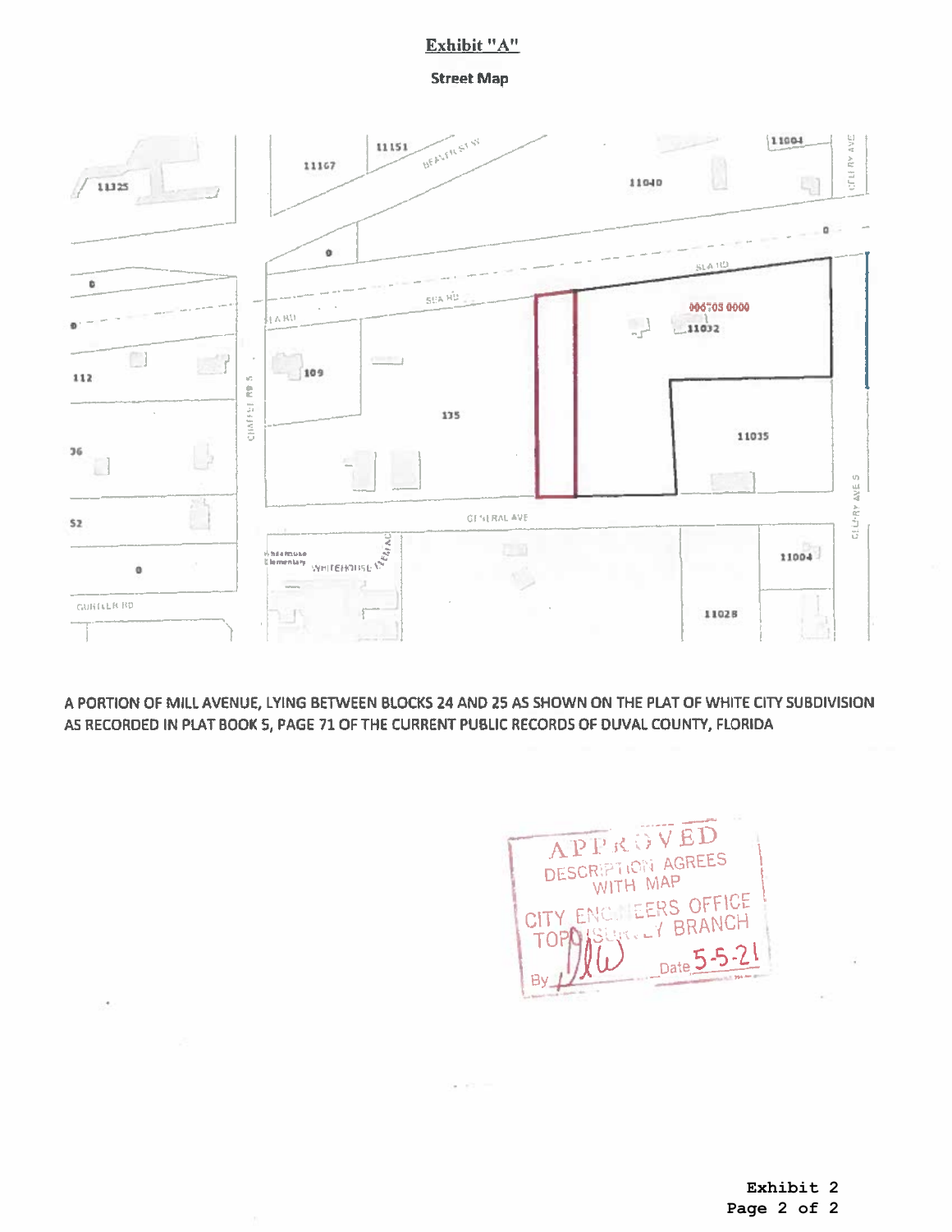# Exhibit "A"

**Street Map**

11325

11167

11151

BEAVER ST W

11040

11004

CELERY AVE

0

0

SEA RD

SEA RD

SEA RD

0

006703 0000

11032

0

112

109

CHAFFEE RD S

135

11035

36

52

CENTRAL AVE

CELERY AVE S

Whitehouse Elementary

WHITEHOUSE

11004

0

11028

GURLEY RD

A PORTION OF MILL AVENUE, LYING BETWEEN BLOCKS 24 AND 25 AS SHOWN ON THE PLAT OF WHITE CITY SUBDIVISION AS RECORDED IN PLAT BOOK 5, PAGE 71 OF THE CURRENT PUBLIC RECORDS OF DUVAL COUNTY, FLORIDA

APPROVED
DESCRIPTION AGREES WITH MAP
CITY ENGINEERS OFFICE
TOPO SURVEY BRANCH
By DLW Date 5-5-21

Exhibit 2